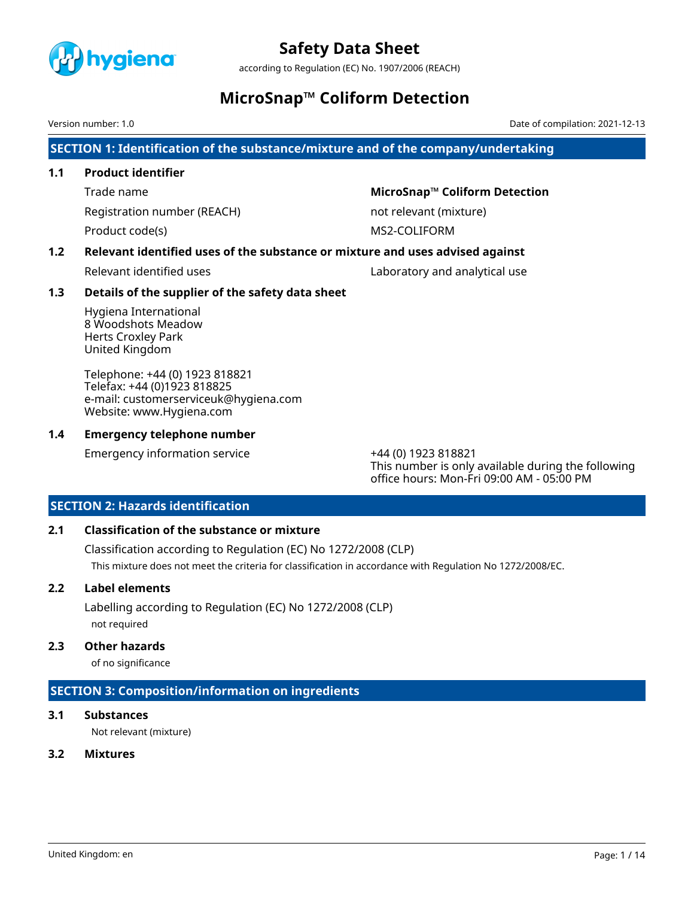# Safety Data Sheet

according to Regulation (EC) No. 1907/2006 (REACH)

# MicroSnap™ Coliform Detection

Version number: 1.0

Date of compilation: 2021-12-13

## SECTION 1: Identification of the substance/mixture and of the company/undertaking

### 1.1 Product identifier

| | |
|---|---|
| Trade name | **MicroSnap™ Coliform Detection** |
| Registration number (REACH) | not relevant (mixture) |
| Product code(s) | MS2-COLIFORM |

### 1.2 Relevant identified uses of the substance or mixture and uses advised against

| | |
|---|---|
| Relevant identified uses | Laboratory and analytical use |

### 1.3 Details of the supplier of the safety data sheet

Hygiena International
8 Woodshots Meadow
Herts Croxley Park
United Kingdom

Telephone: +44 (0) 1923 818821
Telefax: +44 (0)1923 818825
e-mail: customerserviceuk@hygiena.com
Website: www.Hygiena.com

### 1.4 Emergency telephone number

| | |
|---|---|
| Emergency information service | +44 (0) 1923 818821<br>This number is only available during the following office hours: Mon-Fri 09:00 AM - 05:00 PM |

## SECTION 2: Hazards identification

### 2.1 Classification of the substance or mixture

Classification according to Regulation (EC) No 1272/2008 (CLP)

This mixture does not meet the criteria for classification in accordance with Regulation No 1272/2008/EC.

### 2.2 Label elements

Labelling according to Regulation (EC) No 1272/2008 (CLP)

not required

### 2.3 Other hazards

of no significance

## SECTION 3: Composition/information on ingredients

### 3.1 Substances

Not relevant (mixture)

### 3.2 Mixtures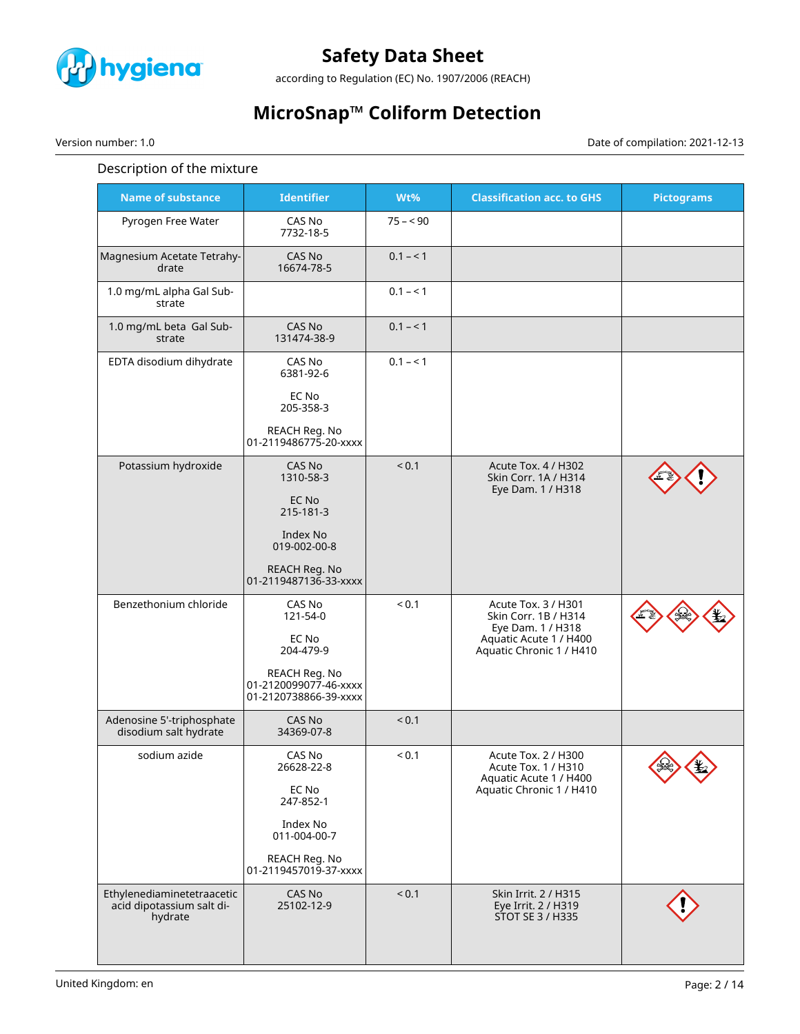Description of the mixture

| Name of substance | Identifier | Wt% | Classification acc. to GHS | Pictograms |
|---|---|---|---|---|
| Pyrogen Free Water | CAS No<br>7732-18-5 | 75 – < 90 | | |
| Magnesium Acetate Tetrahydrate | CAS No<br>16674-78-5 | 0.1 – < 1 | | |
| 1.0 mg/mL alpha Gal Substrate | | 0.1 – < 1 | | |
| 1.0 mg/mL beta Gal Substrate | CAS No<br>131474-38-9 | 0.1 – < 1 | | |
| EDTA disodium dihydrate | CAS No<br>6381-92-6<br><br>EC No<br>205-358-3<br><br>REACH Reg. No<br>01-2119486775-20-xxxx | 0.1 – < 1 | | |
| Potassium hydroxide | CAS No<br>1310-58-3<br><br>EC No<br>215-181-3<br><br>Index No<br>019-002-00-8<br><br>REACH Reg. No<br>01-2119487136-33-xxxx | < 0.1 | Acute Tox. 4 / H302<br>Skin Corr. 1A / H314<br>Eye Dam. 1 / H318 | |
| Benzethonium chloride | CAS No<br>121-54-0<br><br>EC No<br>204-479-9<br><br>REACH Reg. No<br>01-2120099077-46-xxxx<br>01-2120738866-39-xxxx | < 0.1 | Acute Tox. 3 / H301<br>Skin Corr. 1B / H314<br>Eye Dam. 1 / H318<br>Aquatic Acute 1 / H400<br>Aquatic Chronic 1 / H410 | |
| Adenosine 5'-triphosphate disodium salt hydrate | CAS No<br>34369-07-8 | < 0.1 | | |
| sodium azide | CAS No<br>26628-22-8<br><br>EC No<br>247-852-1<br><br>Index No<br>011-004-00-7<br><br>REACH Reg. No<br>01-2119457019-37-xxxx | < 0.1 | Acute Tox. 2 / H300<br>Acute Tox. 1 / H310<br>Aquatic Acute 1 / H400<br>Aquatic Chronic 1 / H410 | |
| Ethylenediaminetetraacetic acid dipotassium salt dihydrate | CAS No<br>25102-12-9 | < 0.1 | Skin Irrit. 2 / H315<br>Eye Irrit. 2 / H319<br>STOT SE 3 / H335 | |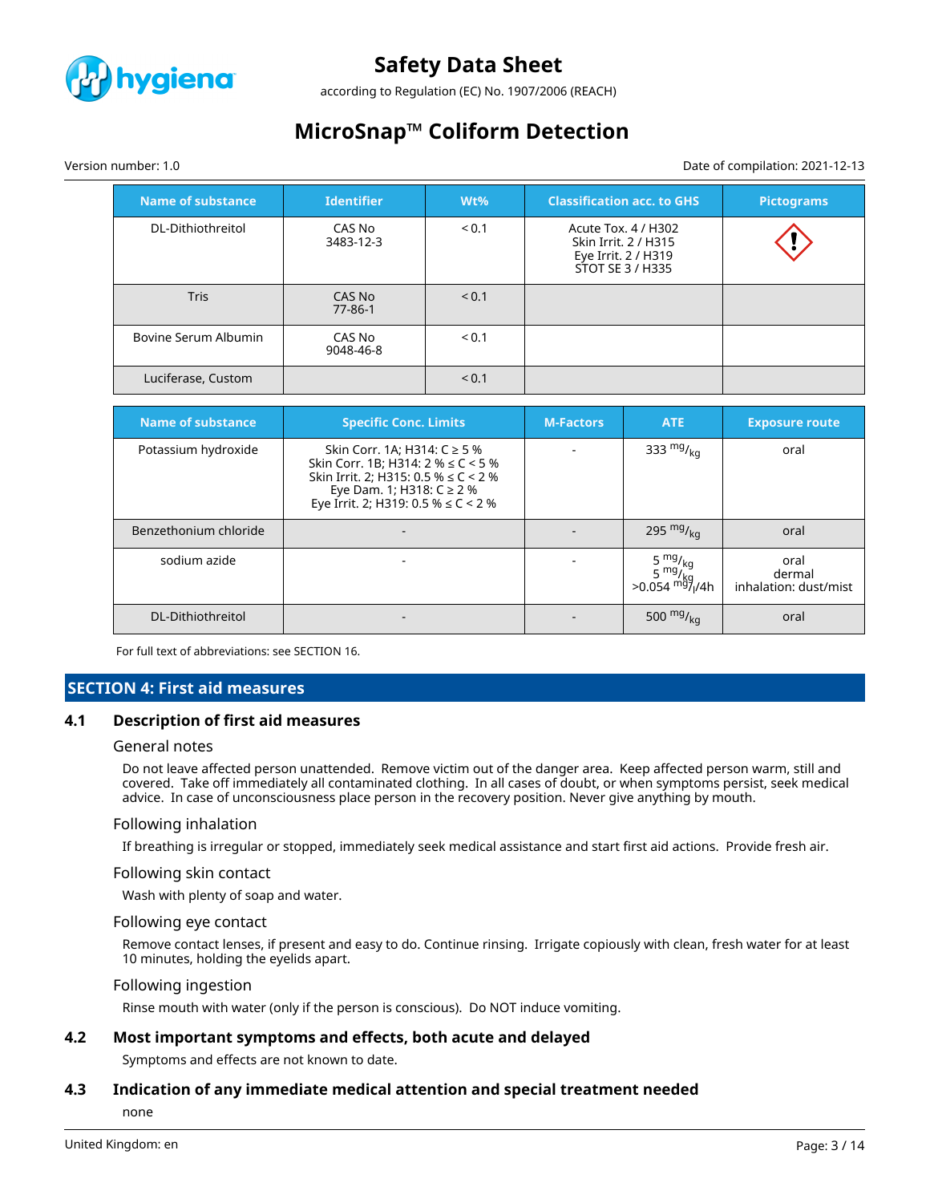| Name of substance | Identifier | Wt% | Classification acc. to GHS | Pictograms |
|---|---|---|---|---|
| DL-Dithiothreitol | CAS No 3483-12-3 | < 0.1 | Acute Tox. 4 / H302<br>Skin Irrit. 2 / H315<br>Eye Irrit. 2 / H319<br>STOT SE 3 / H335 | ⟨!⟩ |
| Tris | CAS No 77-86-1 | < 0.1 | | |
| Bovine Serum Albumin | CAS No 9048-46-8 | < 0.1 | | |
| Luciferase, Custom | | < 0.1 | | |

| Name of substance | Specific Conc. Limits | M-Factors | ATE | Exposure route |
|---|---|---|---|---|
| Potassium hydroxide | Skin Corr. 1A; H314: C ≥ 5 %<br>Skin Corr. 1B; H314: 2 % ≤ C < 5 %<br>Skin Irrit. 2; H315: 0.5 % ≤ C < 2 %<br>Eye Dam. 1; H318: C ≥ 2 %<br>Eye Irrit. 2; H319: 0.5 % ≤ C < 2 % | - | 333 mg/kg | oral |
| Benzethonium chloride | - | - | 295 mg/kg | oral |
| sodium azide | - | - | 5 mg/kg<br>5 mg/kg<br>>0.054 mg/l/4h | oral<br>dermal<br>inhalation: dust/mist |
| DL-Dithiothreitol | - | - | 500 mg/kg | oral |

For full text of abbreviations: see SECTION 16.

## SECTION 4: First aid measures

### 4.1 Description of first aid measures

#### General notes

Do not leave affected person unattended. Remove victim out of the danger area. Keep affected person warm, still and covered. Take off immediately all contaminated clothing. In all cases of doubt, or when symptoms persist, seek medical advice. In case of unconsciousness place person in the recovery position. Never give anything by mouth.

#### Following inhalation

If breathing is irregular or stopped, immediately seek medical assistance and start first aid actions. Provide fresh air.

#### Following skin contact

Wash with plenty of soap and water.

#### Following eye contact

Remove contact lenses, if present and easy to do. Continue rinsing. Irrigate copiously with clean, fresh water for at least 10 minutes, holding the eyelids apart.

#### Following ingestion

Rinse mouth with water (only if the person is conscious). Do NOT induce vomiting.

### 4.2 Most important symptoms and effects, both acute and delayed

Symptoms and effects are not known to date.

### 4.3 Indication of any immediate medical attention and special treatment needed

none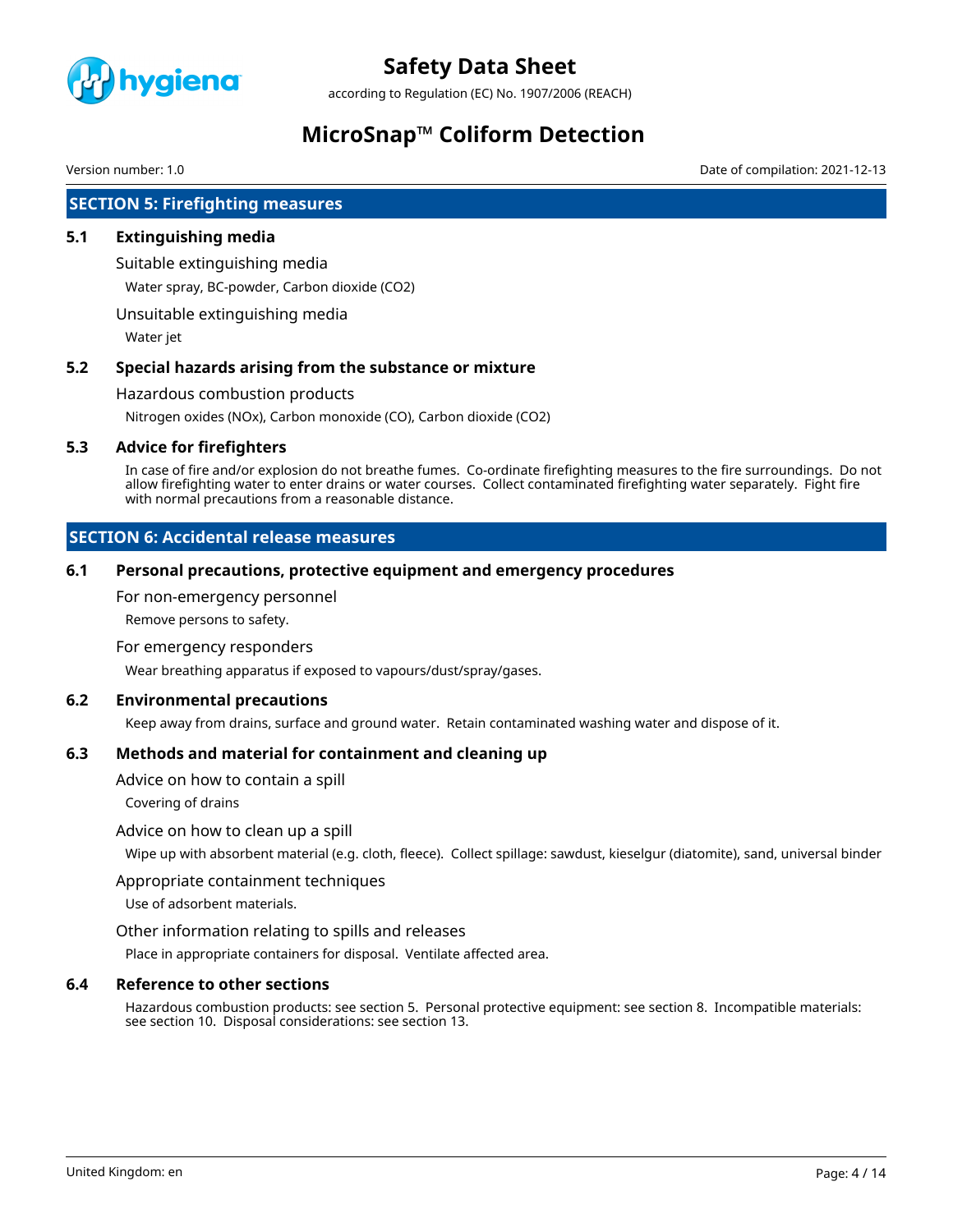## SECTION 5: Firefighting measures

### 5.1 Extinguishing media

Suitable extinguishing media

Water spray, BC-powder, Carbon dioxide ($CO_2$)

Unsuitable extinguishing media

Water jet

### 5.2 Special hazards arising from the substance or mixture

Hazardous combustion products

Nitrogen oxides ($NO_x$), Carbon monoxide (CO), Carbon dioxide ($CO_2$)

### 5.3 Advice for firefighters

In case of fire and/or explosion do not breathe fumes. Co-ordinate firefighting measures to the fire surroundings. Do not allow firefighting water to enter drains or water courses. Collect contaminated firefighting water separately. Fight fire with normal precautions from a reasonable distance.

## SECTION 6: Accidental release measures

### 6.1 Personal precautions, protective equipment and emergency procedures

For non-emergency personnel

Remove persons to safety.

For emergency responders

Wear breathing apparatus if exposed to vapours/dust/spray/gases.

### 6.2 Environmental precautions

Keep away from drains, surface and ground water. Retain contaminated washing water and dispose of it.

### 6.3 Methods and material for containment and cleaning up

Advice on how to contain a spill

Covering of drains

Advice on how to clean up a spill

Wipe up with absorbent material (e.g. cloth, fleece). Collect spillage: sawdust, kieselgur (diatomite), sand, universal binder

Appropriate containment techniques

Use of adsorbent materials.

Other information relating to spills and releases

Place in appropriate containers for disposal. Ventilate affected area.

### 6.4 Reference to other sections

Hazardous combustion products: see section 5. Personal protective equipment: see section 8. Incompatible materials: see section 10. Disposal considerations: see section 13.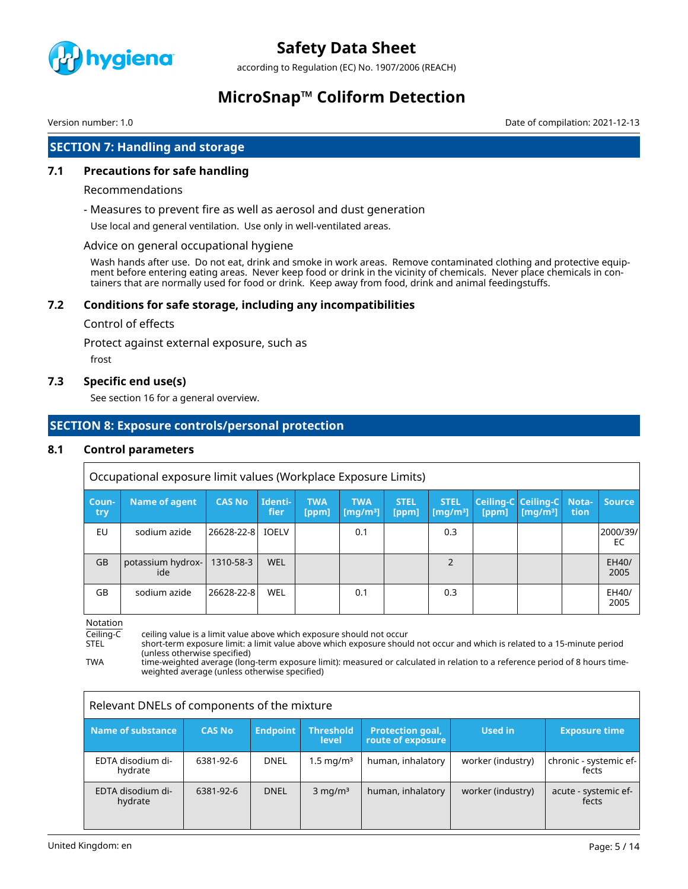## SECTION 7: Handling and storage

### 7.1 Precautions for safe handling

Recommendations

- Measures to prevent fire as well as aerosol and dust generation

Use local and general ventilation. Use only in well-ventilated areas.

Advice on general occupational hygiene

Wash hands after use. Do not eat, drink and smoke in work areas. Remove contaminated clothing and protective equipment before entering eating areas. Never keep food or drink in the vicinity of chemicals. Never place chemicals in containers that are normally used for food or drink. Keep away from food, drink and animal feedingstuffs.

### 7.2 Conditions for safe storage, including any incompatibilities

Control of effects

Protect against external exposure, such as

frost

### 7.3 Specific end use(s)

See section 16 for a general overview.

## SECTION 8: Exposure controls/personal protection

### 8.1 Control parameters

Occupational exposure limit values (Workplace Exposure Limits)

| Country | Name of agent | CAS No | Identifier | TWA [ppm] | TWA [mg/m³] | STEL [ppm] | STEL [mg/m³] | Ceiling-C [ppm] | Ceiling-C [mg/m³] | Notation | Source |
|---|---|---|---|---|---|---|---|---|---|---|---|
| EU | sodium azide | 26628-22-8 | IOELV | | 0.1 | | 0.3 | | | | 2000/39/EC |
| GB | potassium hydroxide | 1310-58-3 | WEL | | | | 2 | | | | EH40/2005 |
| GB | sodium azide | 26628-22-8 | WEL | | 0.1 | | 0.3 | | | | EH40/2005 |

Notation

Ceiling-C ceiling value is a limit value above which exposure should not occur

STEL short-term exposure limit: a limit value above which exposure should not occur and which is related to a 15-minute period (unless otherwise specified)

TWA time-weighted average (long-term exposure limit): measured or calculated in relation to a reference period of 8 hours time-weighted average (unless otherwise specified)

Relevant DNELs of components of the mixture

| Name of substance | CAS No | Endpoint | Threshold level | Protection goal, route of exposure | Used in | Exposure time |
|---|---|---|---|---|---|---|
| EDTA disodium dihydrate | 6381-92-6 | DNEL | 1.5 mg/m³ | human, inhalatory | worker (industry) | chronic - systemic effects |
| EDTA disodium dihydrate | 6381-92-6 | DNEL | 3 mg/m³ | human, inhalatory | worker (industry) | acute - systemic effects |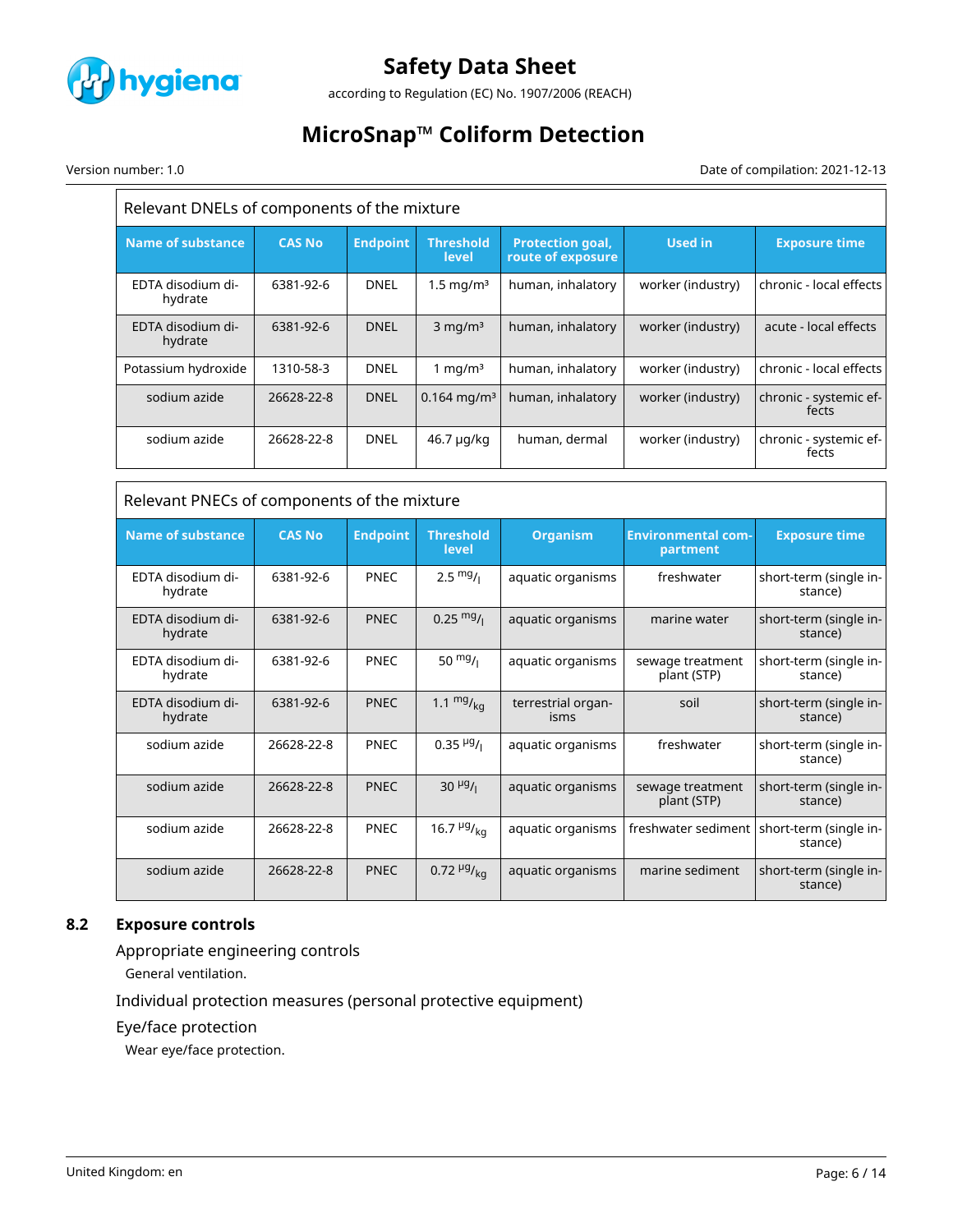| Relevant DNELs of components of the mixture | | | | | | |
|---|---|---|---|---|---|---|
| **Name of substance** | **CAS No** | **Endpoint** | **Threshold level** | **Protection goal, route of exposure** | **Used in** | **Exposure time** |
| EDTA disodium dihydrate | 6381-92-6 | DNEL | 1.5 mg/m³ | human, inhalatory | worker (industry) | chronic - local effects |
| EDTA disodium dihydrate | 6381-92-6 | DNEL | 3 mg/m³ | human, inhalatory | worker (industry) | acute - local effects |
| Potassium hydroxide | 1310-58-3 | DNEL | 1 mg/m³ | human, inhalatory | worker (industry) | chronic - local effects |
| sodium azide | 26628-22-8 | DNEL | 0.164 mg/m³ | human, inhalatory | worker (industry) | chronic - systemic effects |
| sodium azide | 26628-22-8 | DNEL | 46.7 µg/kg | human, dermal | worker (industry) | chronic - systemic effects |

| Relevant PNECs of components of the mixture | | | | | | |
|---|---|---|---|---|---|---|
| **Name of substance** | **CAS No** | **Endpoint** | **Threshold level** | **Organism** | **Environmental compartment** | **Exposure time** |
| EDTA disodium dihydrate | 6381-92-6 | PNEC | 2.5 mg/l | aquatic organisms | freshwater | short-term (single instance) |
| EDTA disodium dihydrate | 6381-92-6 | PNEC | 0.25 mg/l | aquatic organisms | marine water | short-term (single instance) |
| EDTA disodium dihydrate | 6381-92-6 | PNEC | 50 mg/l | aquatic organisms | sewage treatment plant (STP) | short-term (single instance) |
| EDTA disodium dihydrate | 6381-92-6 | PNEC | 1.1 mg/kg | terrestrial organisms | soil | short-term (single instance) |
| sodium azide | 26628-22-8 | PNEC | 0.35 µg/l | aquatic organisms | freshwater | short-term (single instance) |
| sodium azide | 26628-22-8 | PNEC | 30 µg/l | aquatic organisms | sewage treatment plant (STP) | short-term (single instance) |
| sodium azide | 26628-22-8 | PNEC | 16.7 µg/kg | aquatic organisms | freshwater sediment | short-term (single instance) |
| sodium azide | 26628-22-8 | PNEC | 0.72 µg/kg | aquatic organisms | marine sediment | short-term (single instance) |

## 8.2 Exposure controls

### Appropriate engineering controls

General ventilation.

### Individual protection measures (personal protective equipment)

### Eye/face protection

Wear eye/face protection.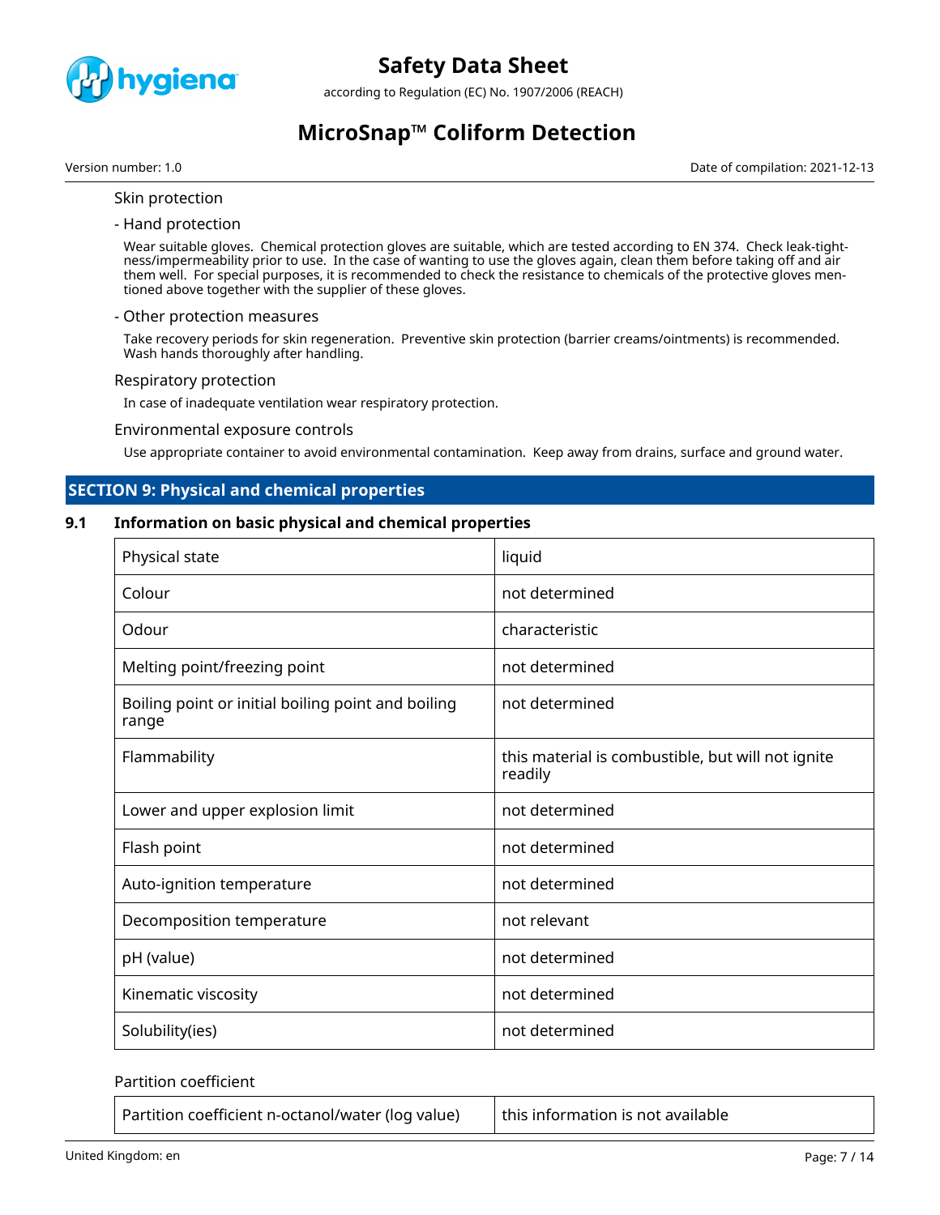Skin protection

- Hand protection

Wear suitable gloves. Chemical protection gloves are suitable, which are tested according to EN 374. Check leak-tightness/impermeability prior to use. In the case of wanting to use the gloves again, clean them before taking off and air them well. For special purposes, it is recommended to check the resistance to chemicals of the protective gloves mentioned above together with the supplier of these gloves.

- Other protection measures

Take recovery periods for skin regeneration. Preventive skin protection (barrier creams/ointments) is recommended. Wash hands thoroughly after handling.

Respiratory protection

In case of inadequate ventilation wear respiratory protection.

Environmental exposure controls

Use appropriate container to avoid environmental contamination. Keep away from drains, surface and ground water.

## SECTION 9: Physical and chemical properties

### 9.1 Information on basic physical and chemical properties

| Property | Value |
|---|---|
| Physical state | liquid |
| Colour | not determined |
| Odour | characteristic |
| Melting point/freezing point | not determined |
| Boiling point or initial boiling point and boiling range | not determined |
| Flammability | this material is combustible, but will not ignite readily |
| Lower and upper explosion limit | not determined |
| Flash point | not determined |
| Auto-ignition temperature | not determined |
| Decomposition temperature | not relevant |
| pH (value) | not determined |
| Kinematic viscosity | not determined |
| Solubility(ies) | not determined |

Partition coefficient

| Property | Value |
|---|---|
| Partition coefficient n-octanol/water (log value) | this information is not available |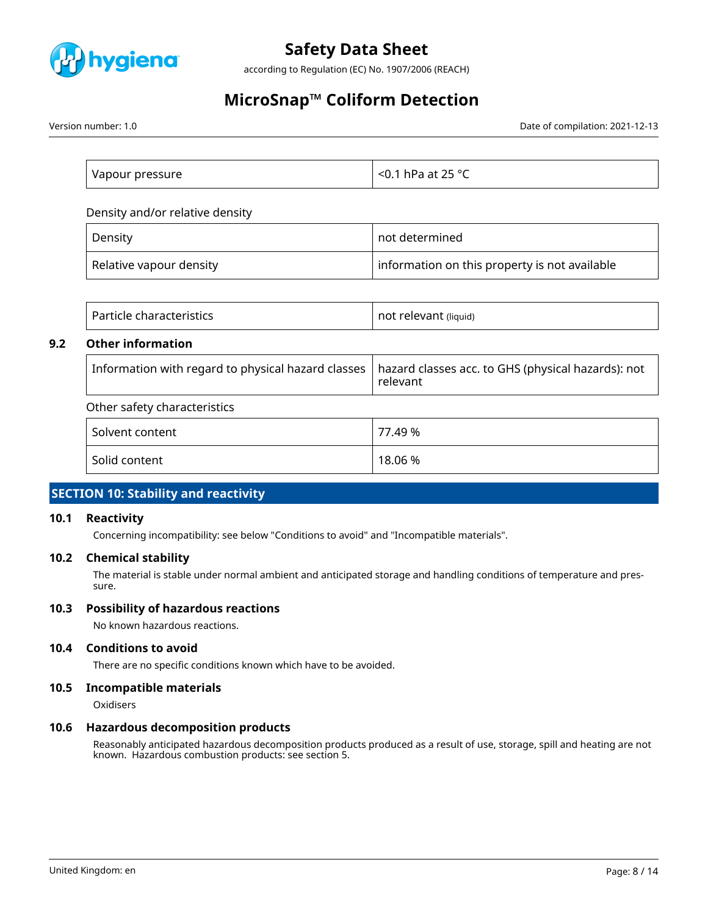| Vapour pressure | <0.1 hPa at 25 °C |
|---|---|

Density and/or relative density

| Density | not determined |
|---|---|
| Relative vapour density | information on this property is not available |

| Particle characteristics | not relevant (liquid) |
|---|---|

### 9.2 Other information

| Information with regard to physical hazard classes | hazard classes acc. to GHS (physical hazards): not relevant |
|---|---|

Other safety characteristics

| Solvent content | 77.49 % |
|---|---|
| Solid content | 18.06 % |

## SECTION 10: Stability and reactivity

### 10.1 Reactivity

Concerning incompatibility: see below "Conditions to avoid" and "Incompatible materials".

### 10.2 Chemical stability

The material is stable under normal ambient and anticipated storage and handling conditions of temperature and pressure.

### 10.3 Possibility of hazardous reactions

No known hazardous reactions.

### 10.4 Conditions to avoid

There are no specific conditions known which have to be avoided.

### 10.5 Incompatible materials

Oxidisers

### 10.6 Hazardous decomposition products

Reasonably anticipated hazardous decomposition products produced as a result of use, storage, spill and heating are not known. Hazardous combustion products: see section 5.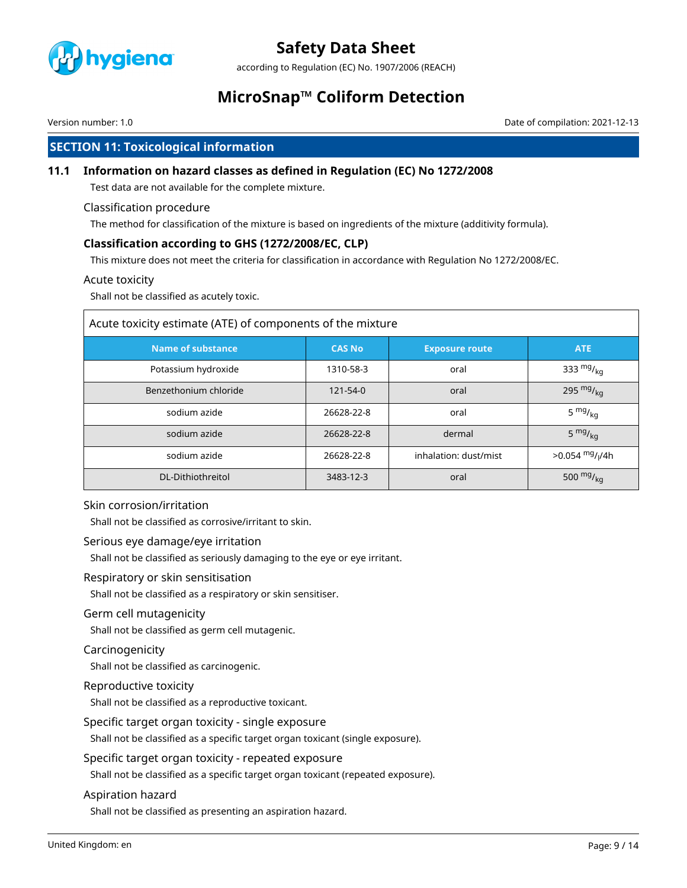## SECTION 11: Toxicological information

### 11.1 Information on hazard classes as defined in Regulation (EC) No 1272/2008

Test data are not available for the complete mixture.

#### Classification procedure

The method for classification of the mixture is based on ingredients of the mixture (additivity formula).

#### Classification according to GHS (1272/2008/EC, CLP)

This mixture does not meet the criteria for classification in accordance with Regulation No 1272/2008/EC.

#### Acute toxicity

Shall not be classified as acutely toxic.

| Acute toxicity estimate (ATE) of components of the mixture | | | |
|---|---|---|---|
| **Name of substance** | **CAS No** | **Exposure route** | **ATE** |
| Potassium hydroxide | 1310-58-3 | oral | 333 $^{mg}/_{kg}$ |
| Benzethonium chloride | 121-54-0 | oral | 295 $^{mg}/_{kg}$ |
| sodium azide | 26628-22-8 | oral | 5 $^{mg}/_{kg}$ |
| sodium azide | 26628-22-8 | dermal | 5 $^{mg}/_{kg}$ |
| sodium azide | 26628-22-8 | inhalation: dust/mist | >0.054 $^{mg}/_{l}$/4h |
| DL-Dithiothreitol | 3483-12-3 | oral | 500 $^{mg}/_{kg}$ |

#### Skin corrosion/irritation

Shall not be classified as corrosive/irritant to skin.

#### Serious eye damage/eye irritation

Shall not be classified as seriously damaging to the eye or eye irritant.

#### Respiratory or skin sensitisation

Shall not be classified as a respiratory or skin sensitiser.

#### Germ cell mutagenicity

Shall not be classified as germ cell mutagenic.

#### Carcinogenicity

Shall not be classified as carcinogenic.

#### Reproductive toxicity

Shall not be classified as a reproductive toxicant.

#### Specific target organ toxicity - single exposure

Shall not be classified as a specific target organ toxicant (single exposure).

#### Specific target organ toxicity - repeated exposure

Shall not be classified as a specific target organ toxicant (repeated exposure).

#### Aspiration hazard

Shall not be classified as presenting an aspiration hazard.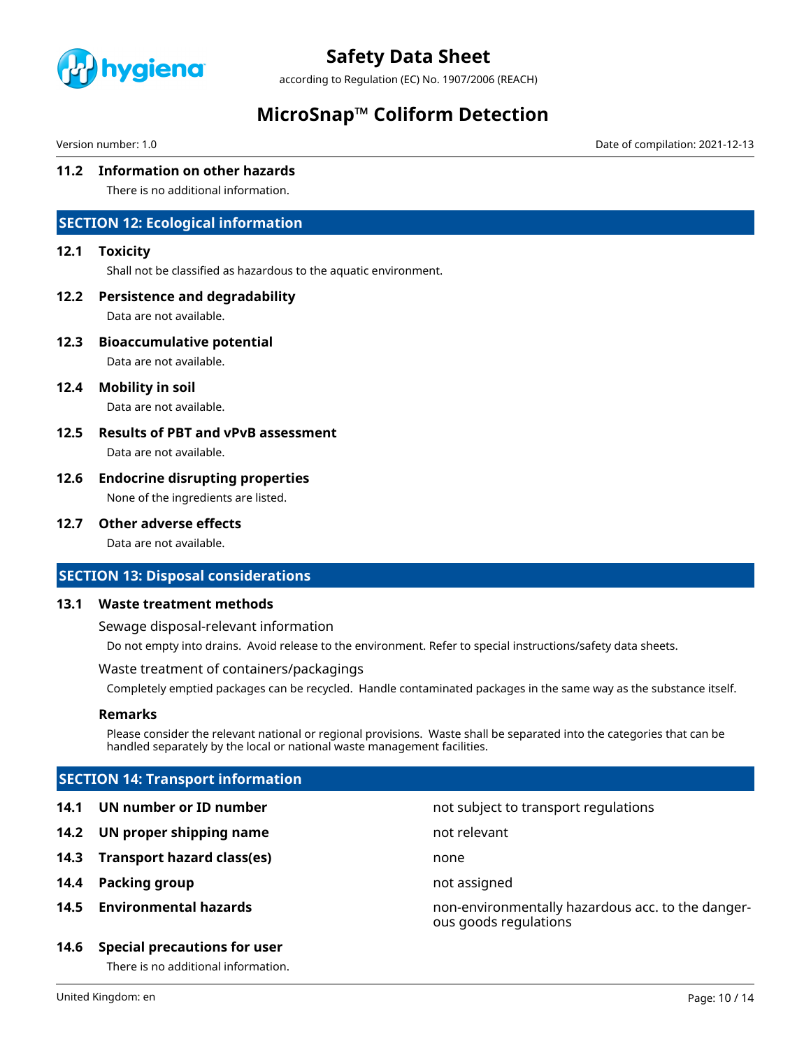### 11.2 Information on other hazards

There is no additional information.

## SECTION 12: Ecological information

### 12.1 Toxicity

Shall not be classified as hazardous to the aquatic environment.

### 12.2 Persistence and degradability

Data are not available.

### 12.3 Bioaccumulative potential

Data are not available.

### 12.4 Mobility in soil

Data are not available.

### 12.5 Results of PBT and vPvB assessment

Data are not available.

### 12.6 Endocrine disrupting properties

None of the ingredients are listed.

### 12.7 Other adverse effects

Data are not available.

## SECTION 13: Disposal considerations

### 13.1 Waste treatment methods

Sewage disposal-relevant information

Do not empty into drains. Avoid release to the environment. Refer to special instructions/safety data sheets.

Waste treatment of containers/packagings

Completely emptied packages can be recycled. Handle contaminated packages in the same way as the substance itself.

**Remarks**

Please consider the relevant national or regional provisions. Waste shall be separated into the categories that can be handled separately by the local or national waste management facilities.

## SECTION 14: Transport information

| | |
|---|---|
| **14.1 UN number or ID number** | not subject to transport regulations |
| **14.2 UN proper shipping name** | not relevant |
| **14.3 Transport hazard class(es)** | none |
| **14.4 Packing group** | not assigned |
| **14.5 Environmental hazards** | non-environmentally hazardous acc. to the dangerous goods regulations |

### 14.6 Special precautions for user

There is no additional information.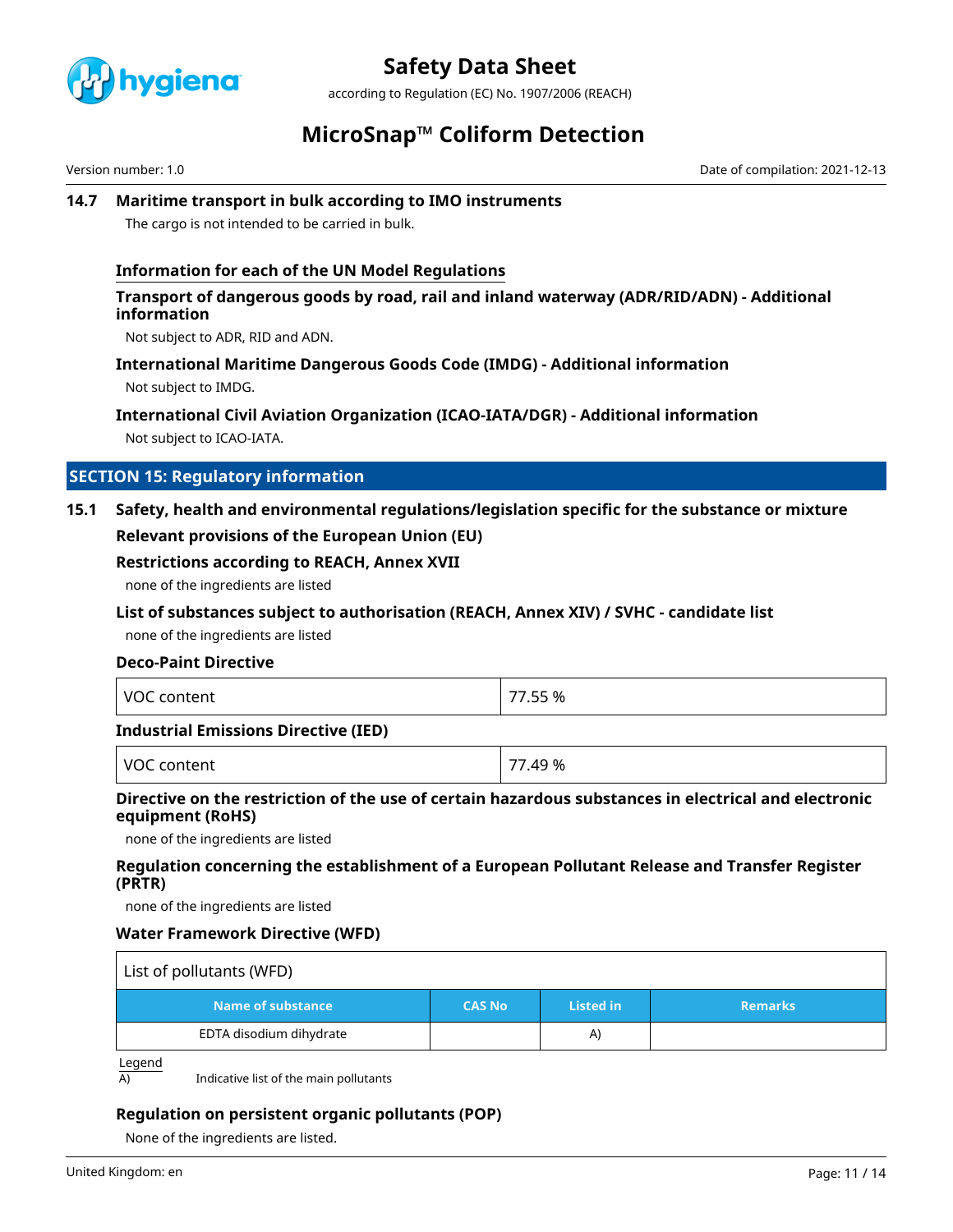### 14.7 Maritime transport in bulk according to IMO instruments

The cargo is not intended to be carried in bulk.

#### Information for each of the UN Model Regulations

#### Transport of dangerous goods by road, rail and inland waterway (ADR/RID/ADN) - Additional information

Not subject to ADR, RID and ADN.

#### International Maritime Dangerous Goods Code (IMDG) - Additional information

Not subject to IMDG.

#### International Civil Aviation Organization (ICAO-IATA/DGR) - Additional information

Not subject to ICAO-IATA.

## SECTION 15: Regulatory information

### 15.1 Safety, health and environmental regulations/legislation specific for the substance or mixture

#### Relevant provisions of the European Union (EU)

#### Restrictions according to REACH, Annex XVII

none of the ingredients are listed

#### List of substances subject to authorisation (REACH, Annex XIV) / SVHC - candidate list

none of the ingredients are listed

#### Deco-Paint Directive

| VOC content | 77.55 % |
|---|---|

#### Industrial Emissions Directive (IED)

| VOC content | 77.49 % |
|---|---|

#### Directive on the restriction of the use of certain hazardous substances in electrical and electronic equipment (RoHS)

none of the ingredients are listed

#### Regulation concerning the establishment of a European Pollutant Release and Transfer Register (PRTR)

none of the ingredients are listed

#### Water Framework Directive (WFD)

List of pollutants (WFD)

| Name of substance | CAS No | Listed in | Remarks |
|---|---|---|---|
| EDTA disodium dihydrate | | A) | |

Legend

A) Indicative list of the main pollutants

#### Regulation on persistent organic pollutants (POP)

None of the ingredients are listed.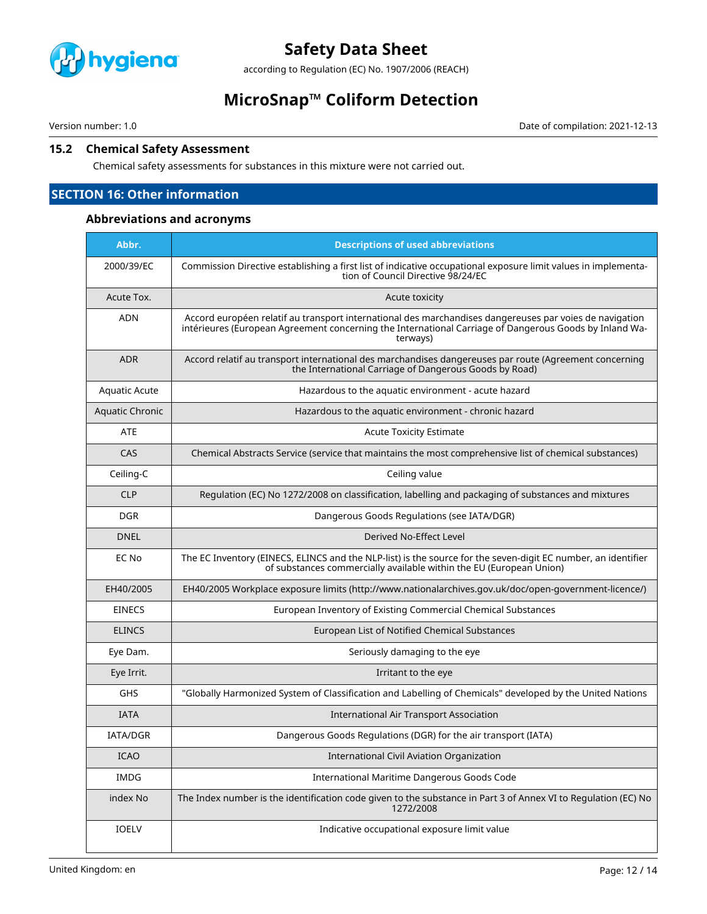### 15.2 Chemical Safety Assessment

Chemical safety assessments for substances in this mixture were not carried out.

## SECTION 16: Other information

### Abbreviations and acronyms

| Abbr. | Descriptions of used abbreviations |
|---|---|
| 2000/39/EC | Commission Directive establishing a first list of indicative occupational exposure limit values in implementation of Council Directive 98/24/EC |
| Acute Tox. | Acute toxicity |
| ADN | Accord européen relatif au transport international des marchandises dangereuses par voies de navigation intérieures (European Agreement concerning the International Carriage of Dangerous Goods by Inland Waterways) |
| ADR | Accord relatif au transport international des marchandises dangereuses par route (Agreement concerning the International Carriage of Dangerous Goods by Road) |
| Aquatic Acute | Hazardous to the aquatic environment - acute hazard |
| Aquatic Chronic | Hazardous to the aquatic environment - chronic hazard |
| ATE | Acute Toxicity Estimate |
| CAS | Chemical Abstracts Service (service that maintains the most comprehensive list of chemical substances) |
| Ceiling-C | Ceiling value |
| CLP | Regulation (EC) No 1272/2008 on classification, labelling and packaging of substances and mixtures |
| DGR | Dangerous Goods Regulations (see IATA/DGR) |
| DNEL | Derived No-Effect Level |
| EC No | The EC Inventory (EINECS, ELINCS and the NLP-list) is the source for the seven-digit EC number, an identifier of substances commercially available within the EU (European Union) |
| EH40/2005 | EH40/2005 Workplace exposure limits (http://www.nationalarchives.gov.uk/doc/open-government-licence/) |
| EINECS | European Inventory of Existing Commercial Chemical Substances |
| ELINCS | European List of Notified Chemical Substances |
| Eye Dam. | Seriously damaging to the eye |
| Eye Irrit. | Irritant to the eye |
| GHS | "Globally Harmonized System of Classification and Labelling of Chemicals" developed by the United Nations |
| IATA | International Air Transport Association |
| IATA/DGR | Dangerous Goods Regulations (DGR) for the air transport (IATA) |
| ICAO | International Civil Aviation Organization |
| IMDG | International Maritime Dangerous Goods Code |
| index No | The Index number is the identification code given to the substance in Part 3 of Annex VI to Regulation (EC) No 1272/2008 |
| IOELV | Indicative occupational exposure limit value |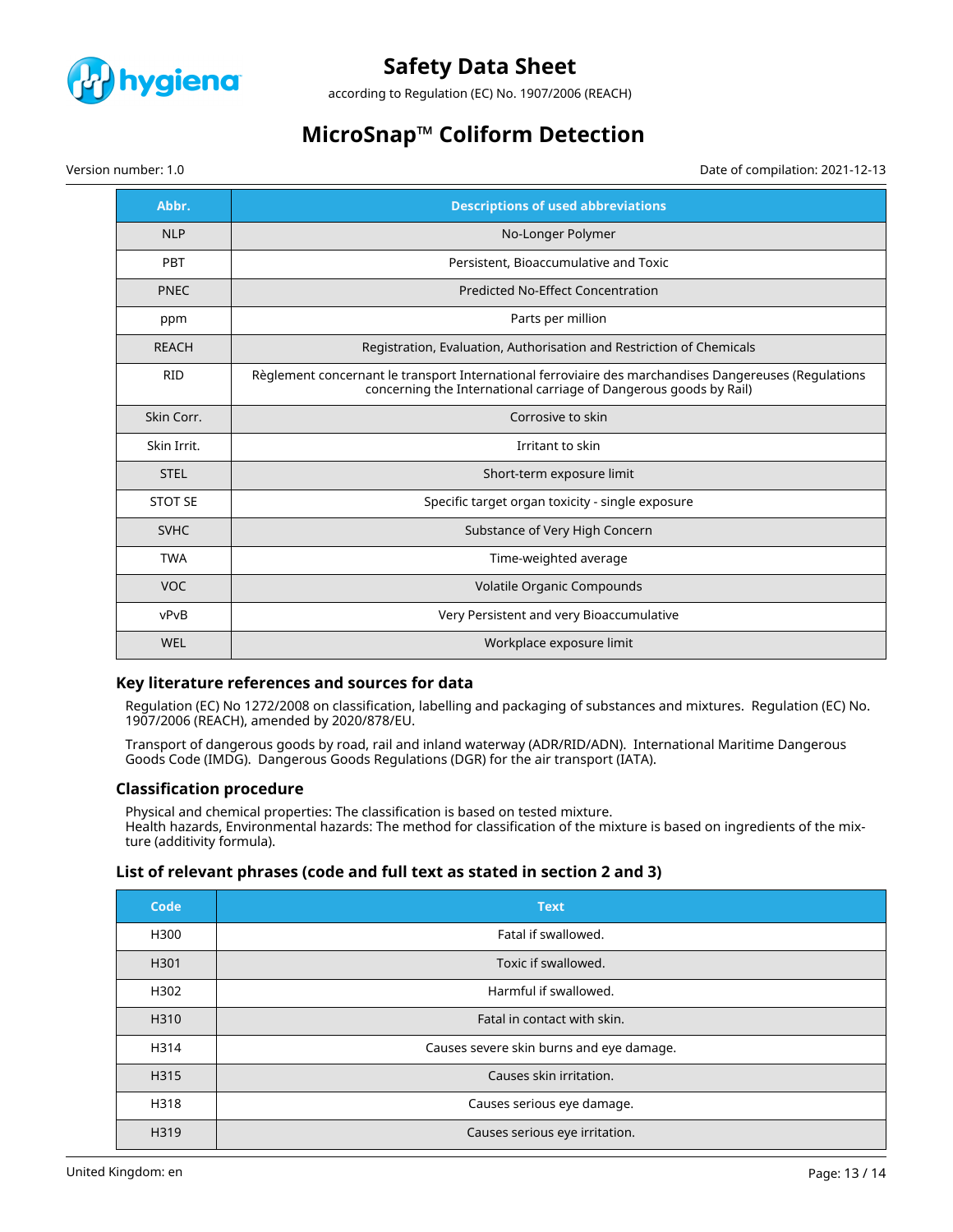| Abbr. | Descriptions of used abbreviations |
|---|---|
| NLP | No-Longer Polymer |
| PBT | Persistent, Bioaccumulative and Toxic |
| PNEC | Predicted No-Effect Concentration |
| ppm | Parts per million |
| REACH | Registration, Evaluation, Authorisation and Restriction of Chemicals |
| RID | Règlement concernant le transport International ferroviaire des marchandises Dangereuses (Regulations concerning the International carriage of Dangerous goods by Rail) |
| Skin Corr. | Corrosive to skin |
| Skin Irrit. | Irritant to skin |
| STEL | Short-term exposure limit |
| STOT SE | Specific target organ toxicity - single exposure |
| SVHC | Substance of Very High Concern |
| TWA | Time-weighted average |
| VOC | Volatile Organic Compounds |
| vPvB | Very Persistent and very Bioaccumulative |
| WEL | Workplace exposure limit |

### Key literature references and sources for data

Regulation (EC) No 1272/2008 on classification, labelling and packaging of substances and mixtures. Regulation (EC) No. 1907/2006 (REACH), amended by 2020/878/EU.

Transport of dangerous goods by road, rail and inland waterway (ADR/RID/ADN). International Maritime Dangerous Goods Code (IMDG). Dangerous Goods Regulations (DGR) for the air transport (IATA).

### Classification procedure

Physical and chemical properties: The classification is based on tested mixture.
Health hazards, Environmental hazards: The method for classification of the mixture is based on ingredients of the mixture (additivity formula).

### List of relevant phrases (code and full text as stated in section 2 and 3)

| Code | Text |
|---|---|
| H300 | Fatal if swallowed. |
| H301 | Toxic if swallowed. |
| H302 | Harmful if swallowed. |
| H310 | Fatal in contact with skin. |
| H314 | Causes severe skin burns and eye damage. |
| H315 | Causes skin irritation. |
| H318 | Causes serious eye damage. |
| H319 | Causes serious eye irritation. |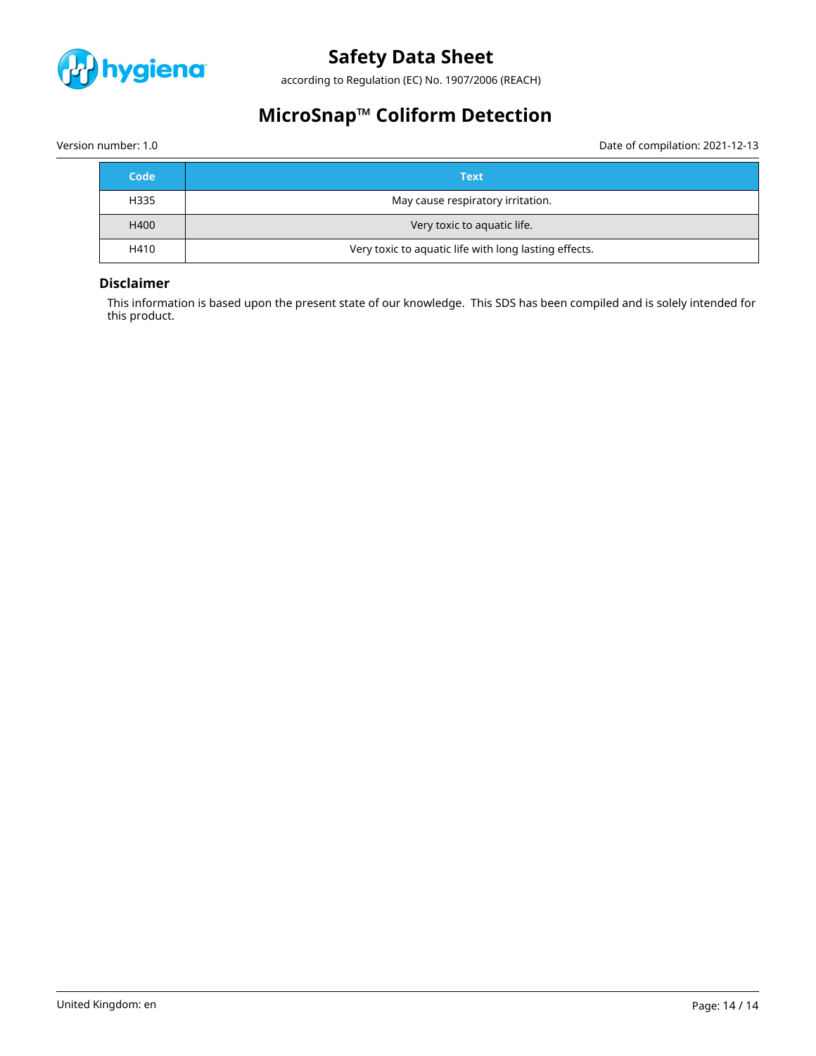| Code | Text |
| --- | --- |
| H335 | May cause respiratory irritation. |
| H400 | Very toxic to aquatic life. |
| H410 | Very toxic to aquatic life with long lasting effects. |

### Disclaimer

This information is based upon the present state of our knowledge. This SDS has been compiled and is solely intended for this product.